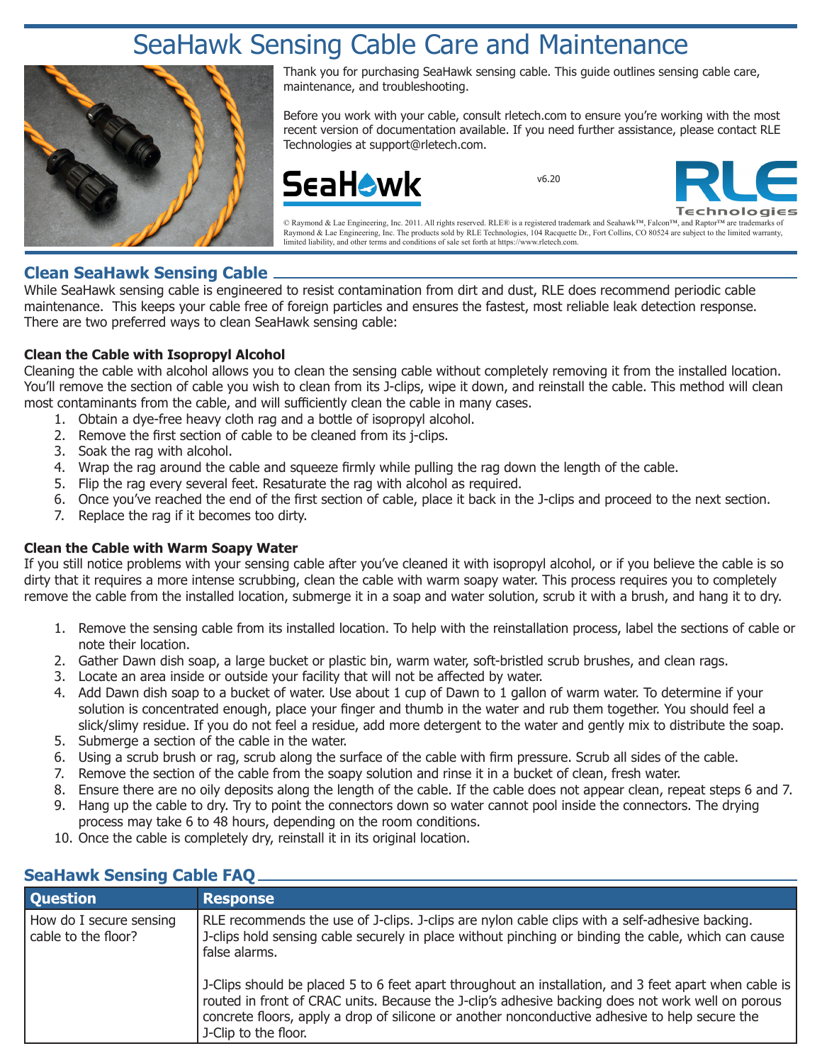# SeaHawk Sensing Cable Care and Maintenance

Thank you for purchasing SeaHawk sensing cable. This guide outlines sensing cable care, maintenance, and troubleshooting.

Before you work with your cable, consult rletech.com to ensure you're working with the most recent version of documentation available. If you need further assistance, please contact RLE Technologies at support@rletech.com.

SeaHawk

v6.20

RLE Technologies

© Raymond & Lae Engineering, Inc. 2011. All rights reserved. RLE® is a registered trademark and Seahawk™, Falcon™, and Raptor™ are trademarks of Raymond & Lae Engineering, Inc. The products sold by RLE Technologies, 104 Racquette Dr., Fort Collins, CO 80524 are subject to the limited warranty, limited liability, and other terms and conditions of sale set forth at https://www.rletech.com.

## Clean SeaHawk Sensing Cable

While SeaHawk sensing cable is engineered to resist contamination from dirt and dust, RLE does recommend periodic cable maintenance. This keeps your cable free of foreign particles and ensures the fastest, most reliable leak detection response. There are two preferred ways to clean SeaHawk sensing cable:

### Clean the Cable with Isopropyl Alcohol

Cleaning the cable with alcohol allows you to clean the sensing cable without completely removing it from the installed location. You'll remove the section of cable you wish to clean from its J-clips, wipe it down, and reinstall the cable. This method will clean most contaminants from the cable, and will sufficiently clean the cable in many cases.

1. Obtain a dye-free heavy cloth rag and a bottle of isopropyl alcohol.
2. Remove the first section of cable to be cleaned from its j-clips.
3. Soak the rag with alcohol.
4. Wrap the rag around the cable and squeeze firmly while pulling the rag down the length of the cable.
5. Flip the rag every several feet. Resaturate the rag with alcohol as required.
6. Once you've reached the end of the first section of cable, place it back in the J-clips and proceed to the next section.
7. Replace the rag if it becomes too dirty.

### Clean the Cable with Warm Soapy Water

If you still notice problems with your sensing cable after you've cleaned it with isopropyl alcohol, or if you believe the cable is so dirty that it requires a more intense scrubbing, clean the cable with warm soapy water. This process requires you to completely remove the cable from the installed location, submerge it in a soap and water solution, scrub it with a brush, and hang it to dry.

1. Remove the sensing cable from its installed location. To help with the reinstallation process, label the sections of cable or note their location.
2. Gather Dawn dish soap, a large bucket or plastic bin, warm water, soft-bristled scrub brushes, and clean rags.
3. Locate an area inside or outside your facility that will not be affected by water.
4. Add Dawn dish soap to a bucket of water. Use about 1 cup of Dawn to 1 gallon of warm water. To determine if your solution is concentrated enough, place your finger and thumb in the water and rub them together. You should feel a slick/slimy residue. If you do not feel a residue, add more detergent to the water and gently mix to distribute the soap.
5. Submerge a section of the cable in the water.
6. Using a scrub brush or rag, scrub along the surface of the cable with firm pressure. Scrub all sides of the cable.
7. Remove the section of the cable from the soapy solution and rinse it in a bucket of clean, fresh water.
8. Ensure there are no oily deposits along the length of the cable. If the cable does not appear clean, repeat steps 6 and 7.
9. Hang up the cable to dry. Try to point the connectors down so water cannot pool inside the connectors. The drying process may take 6 to 48 hours, depending on the room conditions.
10. Once the cable is completely dry, reinstall it in its original location.

## SeaHawk Sensing Cable FAQ

| Question | Response |
|---|---|
| How do I secure sensing cable to the floor? | RLE recommends the use of J-clips. J-clips are nylon cable clips with a self-adhesive backing. J-clips hold sensing cable securely in place without pinching or binding the cable, which can cause false alarms.<br><br>J-Clips should be placed 5 to 6 feet apart throughout an installation, and 3 feet apart when cable is routed in front of CRAC units. Because the J-clip's adhesive backing does not work well on porous concrete floors, apply a drop of silicone or another nonconductive adhesive to help secure the J-Clip to the floor. |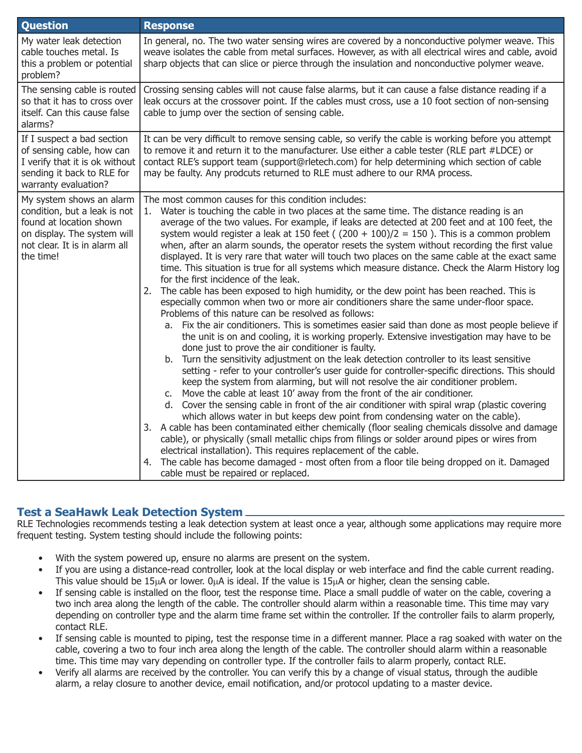| Question | Response |
|---|---|
| My water leak detection cable touches metal. Is this a problem or potential problem? | In general, no. The two water sensing wires are covered by a nonconductive polymer weave. This weave isolates the cable from metal surfaces. However, as with all electrical wires and cable, avoid sharp objects that can slice or pierce through the insulation and nonconductive polymer weave. |
| The sensing cable is routed so that it has to cross over itself. Can this cause false alarms? | Crossing sensing cables will not cause false alarms, but it can cause a false distance reading if a leak occurs at the crossover point. If the cables must cross, use a 10 foot section of non-sensing cable to jump over the section of sensing cable. |
| If I suspect a bad section of sensing cable, how can I verify that it is ok without sending it back to RLE for warranty evaluation? | It can be very difficult to remove sensing cable, so verify the cable is working before you attempt to remove it and return it to the manufacturer. Use either a cable tester (RLE part #LDCE) or contact RLE's support team (support@rletech.com) for help determining which section of cable may be faulty. Any prodcuts returned to RLE must adhere to our RMA process. |
| My system shows an alarm condition, but a leak is not found at location shown on display. The system will not clear. It is in alarm all the time! | The most common causes for this condition includes:<br>1. Water is touching the cable in two places at the same time. The distance reading is an average of the two values. For example, if leaks are detected at 200 feet and at 100 feet, the system would register a leak at 150 feet ( (200 + 100)/2 = 150 ). This is a common problem when, after an alarm sounds, the operator resets the system without recording the first value displayed. It is very rare that water will touch two places on the same cable at the exact same time. This situation is true for all systems which measure distance. Check the Alarm History log for the first incidence of the leak.<br>2. The cable has been exposed to high humidity, or the dew point has been reached. This is especially common when two or more air conditioners share the same under-floor space. Problems of this nature can be resolved as follows:<br>a. Fix the air conditioners. This is sometimes easier said than done as most people believe if the unit is on and cooling, it is working properly. Extensive investigation may have to be done just to prove the air conditioner is faulty.<br>b. Turn the sensitivity adjustment on the leak detection controller to its least sensitive setting - refer to your controller's user guide for controller-specific directions. This should keep the system from alarming, but will not resolve the air conditioner problem.<br>c. Move the cable at least 10' away from the front of the air conditioner.<br>d. Cover the sensing cable in front of the air conditioner with spiral wrap (plastic covering which allows water in but keeps dew point from condensing water on the cable).<br>3. A cable has been contaminated either chemically (floor sealing chemicals dissolve and damage cable), or physically (small metallic chips from filings or solder around pipes or wires from electrical installation). This requires replacement of the cable.<br>4. The cable has become damaged - most often from a floor tile being dropped on it. Damaged cable must be repaired or replaced. |

## Test a SeaHawk Leak Detection System

RLE Technologies recommends testing a leak detection system at least once a year, although some applications may require more frequent testing. System testing should include the following points:

- With the system powered up, ensure no alarms are present on the system.
- If you are using a distance-read controller, look at the local display or web interface and find the cable current reading. This value should be 15μA or lower. 0μA is ideal. If the value is 15μA or higher, clean the sensing cable.
- If sensing cable is installed on the floor, test the response time. Place a small puddle of water on the cable, covering a two inch area along the length of the cable. The controller should alarm within a reasonable time. This time may vary depending on controller type and the alarm time frame set within the controller. If the controller fails to alarm properly, contact RLE.
- If sensing cable is mounted to piping, test the response time in a different manner. Place a rag soaked with water on the cable, covering a two to four inch area along the length of the cable. The controller should alarm within a reasonable time. This time may vary depending on controller type. If the controller fails to alarm properly, contact RLE.
- Verify all alarms are received by the controller. You can verify this by a change of visual status, through the audible alarm, a relay closure to another device, email notification, and/or protocol updating to a master device.